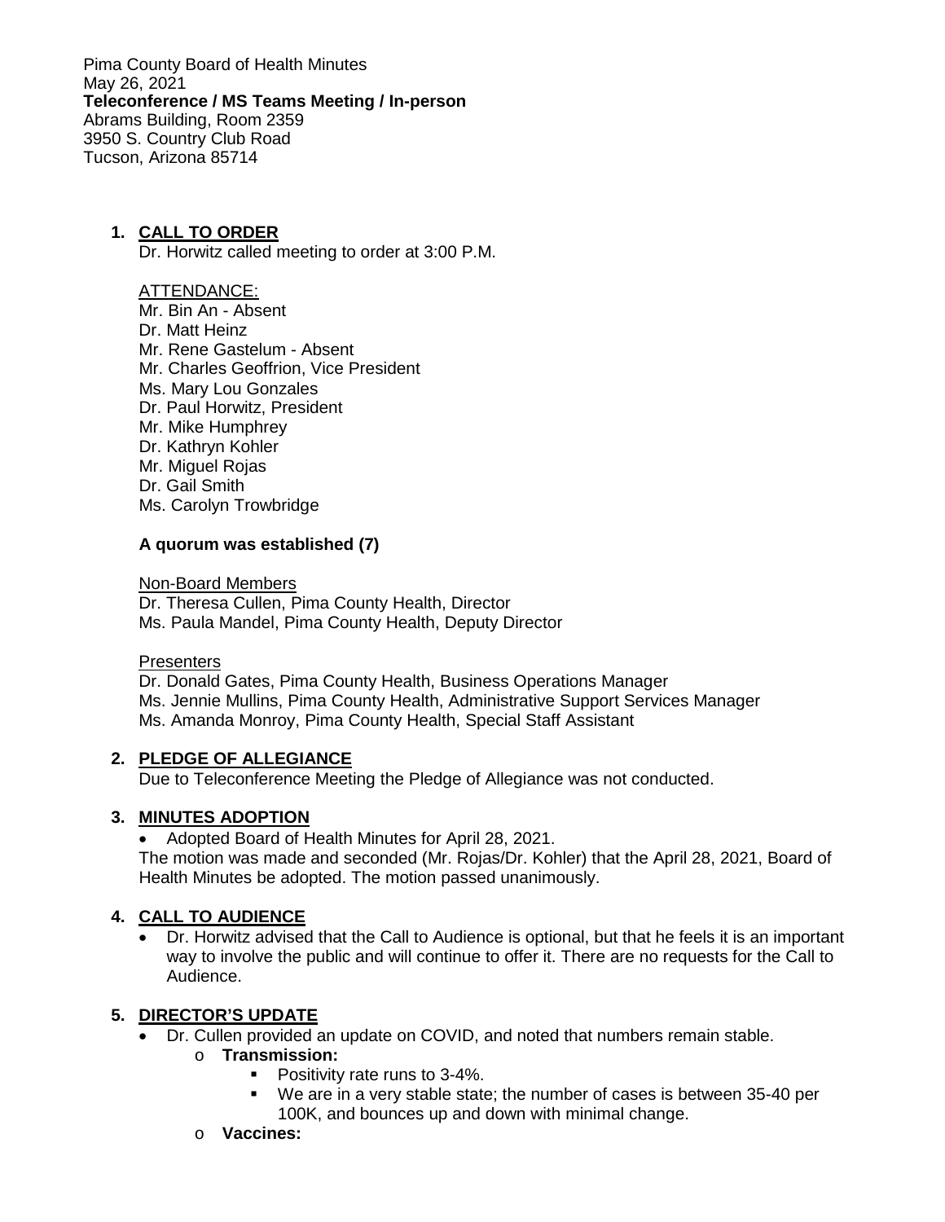Pima County Board of Health Minutes
May 26, 2021
**Teleconference / MS Teams Meeting / In-person**
Abrams Building, Room 2359
3950 S. Country Club Road
Tucson, Arizona 85714

1. **CALL TO ORDER**
   Dr. Horwitz called meeting to order at 3:00 P.M.

   ATTENDANCE:
   Mr. Bin An - Absent
   Dr. Matt Heinz
   Mr. Rene Gastelum - Absent
   Mr. Charles Geoffrion, Vice President
   Ms. Mary Lou Gonzales
   Dr. Paul Horwitz, President
   Mr. Mike Humphrey
   Dr. Kathryn Kohler
   Mr. Miguel Rojas
   Dr. Gail Smith
   Ms. Carolyn Trowbridge

   **A quorum was established (7)**

   Non-Board Members
   Dr. Theresa Cullen, Pima County Health, Director
   Ms. Paula Mandel, Pima County Health, Deputy Director

   Presenters
   Dr. Donald Gates, Pima County Health, Business Operations Manager
   Ms. Jennie Mullins, Pima County Health, Administrative Support Services Manager
   Ms. Amanda Monroy, Pima County Health, Special Staff Assistant

2. **PLEDGE OF ALLEGIANCE**
   Due to Teleconference Meeting the Pledge of Allegiance was not conducted.

3. **MINUTES ADOPTION**
   - Adopted Board of Health Minutes for April 28, 2021.

   The motion was made and seconded (Mr. Rojas/Dr. Kohler) that the April 28, 2021, Board of Health Minutes be adopted. The motion passed unanimously.

4. **CALL TO AUDIENCE**
   - Dr. Horwitz advised that the Call to Audience is optional, but that he feels it is an important way to involve the public and will continue to offer it. There are no requests for the Call to Audience.

5. **DIRECTOR'S UPDATE**
   - Dr. Cullen provided an update on COVID, and noted that numbers remain stable.
     - **Transmission:**
       - Positivity rate runs to 3-4%.
       - We are in a very stable state; the number of cases is between 35-40 per 100K, and bounces up and down with minimal change.
     - **Vaccines:**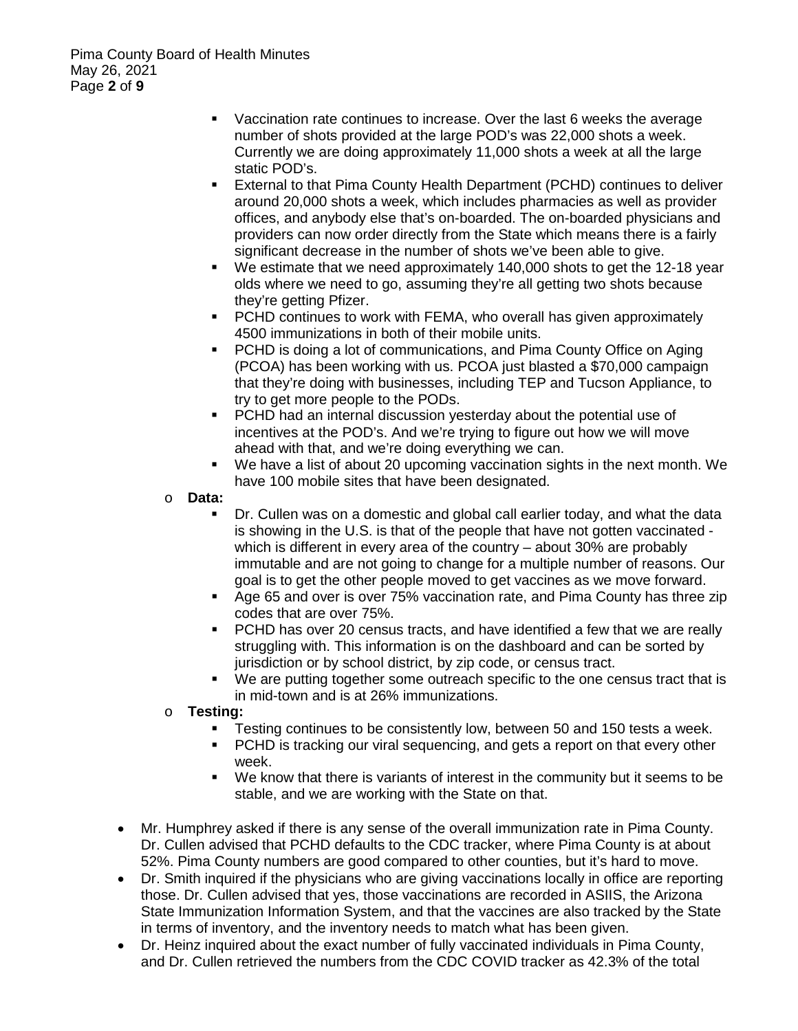- Vaccination rate continues to increase. Over the last 6 weeks the average number of shots provided at the large POD's was 22,000 shots a week. Currently we are doing approximately 11,000 shots a week at all the large static POD's.
    - External to that Pima County Health Department (PCHD) continues to deliver around 20,000 shots a week, which includes pharmacies as well as provider offices, and anybody else that's on-boarded. The on-boarded physicians and providers can now order directly from the State which means there is a fairly significant decrease in the number of shots we've been able to give.
    - We estimate that we need approximately 140,000 shots to get the 12-18 year olds where we need to go, assuming they're all getting two shots because they're getting Pfizer.
    - PCHD continues to work with FEMA, who overall has given approximately 4500 immunizations in both of their mobile units.
    - PCHD is doing a lot of communications, and Pima County Office on Aging (PCOA) has been working with us. PCOA just blasted a $70,000 campaign that they're doing with businesses, including TEP and Tucson Appliance, to try to get more people to the PODs.
    - PCHD had an internal discussion yesterday about the potential use of incentives at the POD's. And we're trying to figure out how we will move ahead with that, and we're doing everything we can.
    - We have a list of about 20 upcoming vaccination sights in the next month. We have 100 mobile sites that have been designated.
  - **Data:**
    - Dr. Cullen was on a domestic and global call earlier today, and what the data is showing in the U.S. is that of the people that have not gotten vaccinated - which is different in every area of the country – about 30% are probably immutable and are not going to change for a multiple number of reasons. Our goal is to get the other people moved to get vaccines as we move forward.
    - Age 65 and over is over 75% vaccination rate, and Pima County has three zip codes that are over 75%.
    - PCHD has over 20 census tracts, and have identified a few that we are really struggling with. This information is on the dashboard and can be sorted by jurisdiction or by school district, by zip code, or census tract.
    - We are putting together some outreach specific to the one census tract that is in mid-town and is at 26% immunizations.
  - **Testing:**
    - Testing continues to be consistently low, between 50 and 150 tests a week.
    - PCHD is tracking our viral sequencing, and gets a report on that every other week.
    - We know that there is variants of interest in the community but it seems to be stable, and we are working with the State on that.

- Mr. Humphrey asked if there is any sense of the overall immunization rate in Pima County. Dr. Cullen advised that PCHD defaults to the CDC tracker, where Pima County is at about 52%. Pima County numbers are good compared to other counties, but it's hard to move.
- Dr. Smith inquired if the physicians who are giving vaccinations locally in office are reporting those. Dr. Cullen advised that yes, those vaccinations are recorded in ASIIS, the Arizona State Immunization Information System, and that the vaccines are also tracked by the State in terms of inventory, and the inventory needs to match what has been given.
- Dr. Heinz inquired about the exact number of fully vaccinated individuals in Pima County, and Dr. Cullen retrieved the numbers from the CDC COVID tracker as 42.3% of the total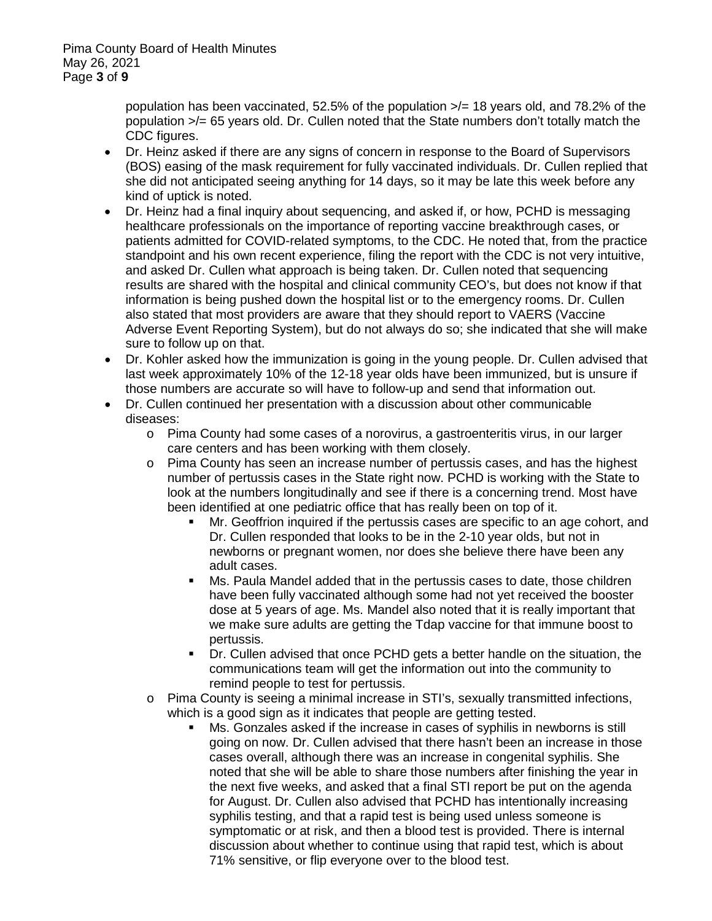population has been vaccinated, 52.5% of the population >/= 18 years old, and 78.2% of the population >/= 65 years old. Dr. Cullen noted that the State numbers don't totally match the CDC figures.

- Dr. Heinz asked if there are any signs of concern in response to the Board of Supervisors (BOS) easing of the mask requirement for fully vaccinated individuals. Dr. Cullen replied that she did not anticipated seeing anything for 14 days, so it may be late this week before any kind of uptick is noted.
- Dr. Heinz had a final inquiry about sequencing, and asked if, or how, PCHD is messaging healthcare professionals on the importance of reporting vaccine breakthrough cases, or patients admitted for COVID-related symptoms, to the CDC. He noted that, from the practice standpoint and his own recent experience, filing the report with the CDC is not very intuitive, and asked Dr. Cullen what approach is being taken. Dr. Cullen noted that sequencing results are shared with the hospital and clinical community CEO's, but does not know if that information is being pushed down the hospital list or to the emergency rooms. Dr. Cullen also stated that most providers are aware that they should report to VAERS (Vaccine Adverse Event Reporting System), but do not always do so; she indicated that she will make sure to follow up on that.
- Dr. Kohler asked how the immunization is going in the young people. Dr. Cullen advised that last week approximately 10% of the 12-18 year olds have been immunized, but is unsure if those numbers are accurate so will have to follow-up and send that information out.
- Dr. Cullen continued her presentation with a discussion about other communicable diseases:
  - Pima County had some cases of a norovirus, a gastroenteritis virus, in our larger care centers and has been working with them closely.
  - Pima County has seen an increase number of pertussis cases, and has the highest number of pertussis cases in the State right now. PCHD is working with the State to look at the numbers longitudinally and see if there is a concerning trend. Most have been identified at one pediatric office that has really been on top of it.
    - Mr. Geoffrion inquired if the pertussis cases are specific to an age cohort, and Dr. Cullen responded that looks to be in the 2-10 year olds, but not in newborns or pregnant women, nor does she believe there have been any adult cases.
    - Ms. Paula Mandel added that in the pertussis cases to date, those children have been fully vaccinated although some had not yet received the booster dose at 5 years of age. Ms. Mandel also noted that it is really important that we make sure adults are getting the Tdap vaccine for that immune boost to pertussis.
    - Dr. Cullen advised that once PCHD gets a better handle on the situation, the communications team will get the information out into the community to remind people to test for pertussis.
  - Pima County is seeing a minimal increase in STI's, sexually transmitted infections, which is a good sign as it indicates that people are getting tested.
    - Ms. Gonzales asked if the increase in cases of syphilis in newborns is still going on now. Dr. Cullen advised that there hasn't been an increase in those cases overall, although there was an increase in congenital syphilis. She noted that she will be able to share those numbers after finishing the year in the next five weeks, and asked that a final STI report be put on the agenda for August. Dr. Cullen also advised that PCHD has intentionally increasing syphilis testing, and that a rapid test is being used unless someone is symptomatic or at risk, and then a blood test is provided. There is internal discussion about whether to continue using that rapid test, which is about 71% sensitive, or flip everyone over to the blood test.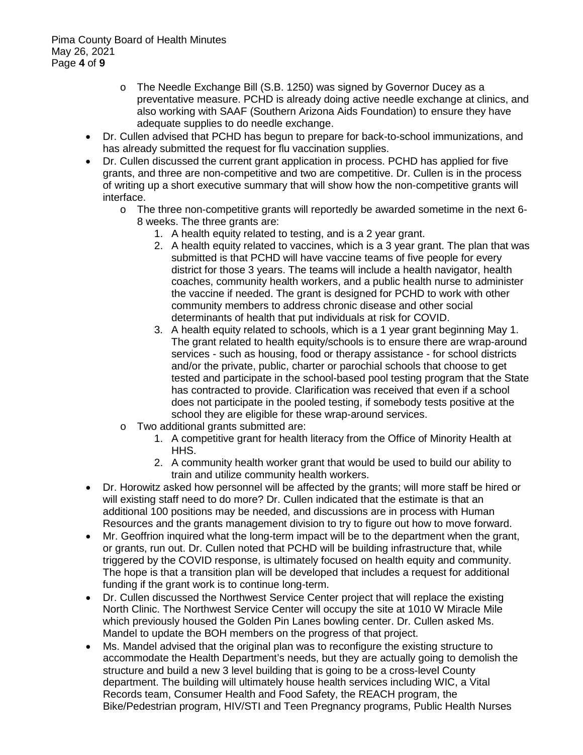- The Needle Exchange Bill (S.B. 1250) was signed by Governor Ducey as a preventative measure. PCHD is already doing active needle exchange at clinics, and also working with SAAF (Southern Arizona Aids Foundation) to ensure they have adequate supplies to do needle exchange.
- Dr. Cullen advised that PCHD has begun to prepare for back-to-school immunizations, and has already submitted the request for flu vaccination supplies.
- Dr. Cullen discussed the current grant application in process. PCHD has applied for five grants, and three are non-competitive and two are competitive. Dr. Cullen is in the process of writing up a short executive summary that will show how the non-competitive grants will interface.
  - The three non-competitive grants will reportedly be awarded sometime in the next 6-8 weeks. The three grants are:
    1. A health equity related to testing, and is a 2 year grant.
    2. A health equity related to vaccines, which is a 3 year grant. The plan that was submitted is that PCHD will have vaccine teams of five people for every district for those 3 years. The teams will include a health navigator, health coaches, community health workers, and a public health nurse to administer the vaccine if needed. The grant is designed for PCHD to work with other community members to address chronic disease and other social determinants of health that put individuals at risk for COVID.
    3. A health equity related to schools, which is a 1 year grant beginning May 1. The grant related to health equity/schools is to ensure there are wrap-around services - such as housing, food or therapy assistance - for school districts and/or the private, public, charter or parochial schools that choose to get tested and participate in the school-based pool testing program that the State has contracted to provide. Clarification was received that even if a school does not participate in the pooled testing, if somebody tests positive at the school they are eligible for these wrap-around services.
  - Two additional grants submitted are:
    1. A competitive grant for health literacy from the Office of Minority Health at HHS.
    2. A community health worker grant that would be used to build our ability to train and utilize community health workers.
- Dr. Horowitz asked how personnel will be affected by the grants; will more staff be hired or will existing staff need to do more? Dr. Cullen indicated that the estimate is that an additional 100 positions may be needed, and discussions are in process with Human Resources and the grants management division to try to figure out how to move forward.
- Mr. Geoffrion inquired what the long-term impact will be to the department when the grant, or grants, run out. Dr. Cullen noted that PCHD will be building infrastructure that, while triggered by the COVID response, is ultimately focused on health equity and community. The hope is that a transition plan will be developed that includes a request for additional funding if the grant work is to continue long-term.
- Dr. Cullen discussed the Northwest Service Center project that will replace the existing North Clinic. The Northwest Service Center will occupy the site at 1010 W Miracle Mile which previously housed the Golden Pin Lanes bowling center. Dr. Cullen asked Ms. Mandel to update the BOH members on the progress of that project.
- Ms. Mandel advised that the original plan was to reconfigure the existing structure to accommodate the Health Department's needs, but they are actually going to demolish the structure and build a new 3 level building that is going to be a cross-level County department. The building will ultimately house health services including WIC, a Vital Records team, Consumer Health and Food Safety, the REACH program, the Bike/Pedestrian program, HIV/STI and Teen Pregnancy programs, Public Health Nurses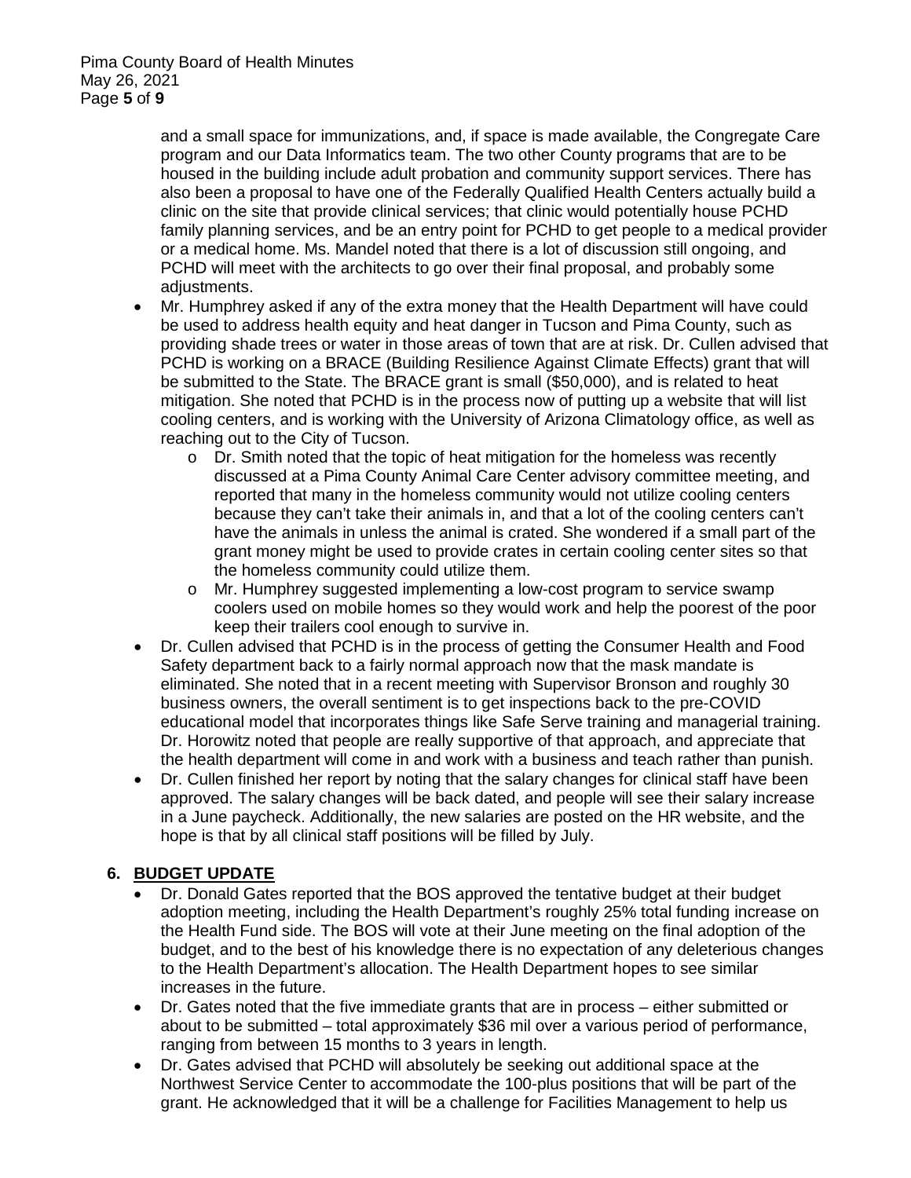and a small space for immunizations, and, if space is made available, the Congregate Care program and our Data Informatics team. The two other County programs that are to be housed in the building include adult probation and community support services. There has also been a proposal to have one of the Federally Qualified Health Centers actually build a clinic on the site that provide clinical services; that clinic would potentially house PCHD family planning services, and be an entry point for PCHD to get people to a medical provider or a medical home. Ms. Mandel noted that there is a lot of discussion still ongoing, and PCHD will meet with the architects to go over their final proposal, and probably some adjustments.

- Mr. Humphrey asked if any of the extra money that the Health Department will have could be used to address health equity and heat danger in Tucson and Pima County, such as providing shade trees or water in those areas of town that are at risk. Dr. Cullen advised that PCHD is working on a BRACE (Building Resilience Against Climate Effects) grant that will be submitted to the State. The BRACE grant is small ($50,000), and is related to heat mitigation. She noted that PCHD is in the process now of putting up a website that will list cooling centers, and is working with the University of Arizona Climatology office, as well as reaching out to the City of Tucson.
  - Dr. Smith noted that the topic of heat mitigation for the homeless was recently discussed at a Pima County Animal Care Center advisory committee meeting, and reported that many in the homeless community would not utilize cooling centers because they can't take their animals in, and that a lot of the cooling centers can't have the animals in unless the animal is crated. She wondered if a small part of the grant money might be used to provide crates in certain cooling center sites so that the homeless community could utilize them.
  - Mr. Humphrey suggested implementing a low-cost program to service swamp coolers used on mobile homes so they would work and help the poorest of the poor keep their trailers cool enough to survive in.
- Dr. Cullen advised that PCHD is in the process of getting the Consumer Health and Food Safety department back to a fairly normal approach now that the mask mandate is eliminated. She noted that in a recent meeting with Supervisor Bronson and roughly 30 business owners, the overall sentiment is to get inspections back to the pre-COVID educational model that incorporates things like Safe Serve training and managerial training. Dr. Horowitz noted that people are really supportive of that approach, and appreciate that the health department will come in and work with a business and teach rather than punish.
- Dr. Cullen finished her report by noting that the salary changes for clinical staff have been approved. The salary changes will be back dated, and people will see their salary increase in a June paycheck. Additionally, the new salaries are posted on the HR website, and the hope is that by all clinical staff positions will be filled by July.

## 6. BUDGET UPDATE

- Dr. Donald Gates reported that the BOS approved the tentative budget at their budget adoption meeting, including the Health Department's roughly 25% total funding increase on the Health Fund side. The BOS will vote at their June meeting on the final adoption of the budget, and to the best of his knowledge there is no expectation of any deleterious changes to the Health Department's allocation. The Health Department hopes to see similar increases in the future.
- Dr. Gates noted that the five immediate grants that are in process – either submitted or about to be submitted – total approximately $36 mil over a various period of performance, ranging from between 15 months to 3 years in length.
- Dr. Gates advised that PCHD will absolutely be seeking out additional space at the Northwest Service Center to accommodate the 100-plus positions that will be part of the grant. He acknowledged that it will be a challenge for Facilities Management to help us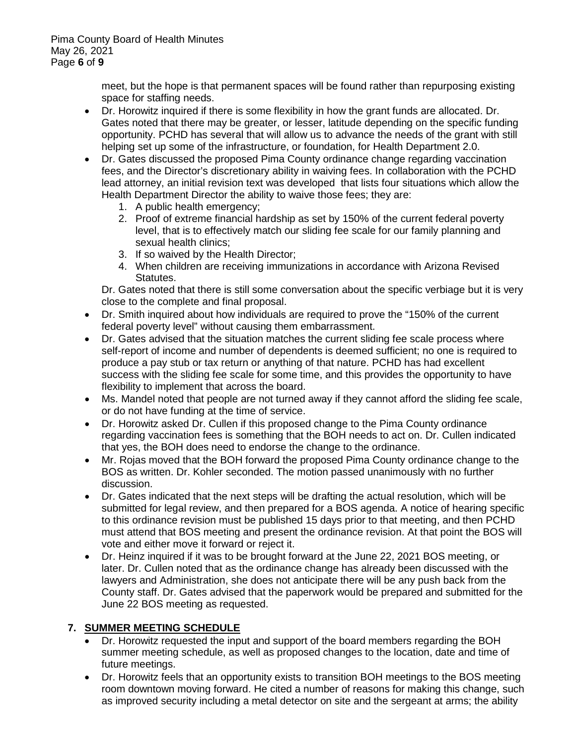meet, but the hope is that permanent spaces will be found rather than repurposing existing space for staffing needs.

- Dr. Horowitz inquired if there is some flexibility in how the grant funds are allocated. Dr. Gates noted that there may be greater, or lesser, latitude depending on the specific funding opportunity. PCHD has several that will allow us to advance the needs of the grant with still helping set up some of the infrastructure, or foundation, for Health Department 2.0.
- Dr. Gates discussed the proposed Pima County ordinance change regarding vaccination fees, and the Director's discretionary ability in waiving fees. In collaboration with the PCHD lead attorney, an initial revision text was developed that lists four situations which allow the Health Department Director the ability to waive those fees; they are:
  1. A public health emergency;
  2. Proof of extreme financial hardship as set by 150% of the current federal poverty level, that is to effectively match our sliding fee scale for our family planning and sexual health clinics;
  3. If so waived by the Health Director;
  4. When children are receiving immunizations in accordance with Arizona Revised Statutes.

  Dr. Gates noted that there is still some conversation about the specific verbiage but it is very close to the complete and final proposal.
- Dr. Smith inquired about how individuals are required to prove the "150% of the current federal poverty level" without causing them embarrassment.
- Dr. Gates advised that the situation matches the current sliding fee scale process where self-report of income and number of dependents is deemed sufficient; no one is required to produce a pay stub or tax return or anything of that nature. PCHD has had excellent success with the sliding fee scale for some time, and this provides the opportunity to have flexibility to implement that across the board.
- Ms. Mandel noted that people are not turned away if they cannot afford the sliding fee scale, or do not have funding at the time of service.
- Dr. Horowitz asked Dr. Cullen if this proposed change to the Pima County ordinance regarding vaccination fees is something that the BOH needs to act on. Dr. Cullen indicated that yes, the BOH does need to endorse the change to the ordinance.
- Mr. Rojas moved that the BOH forward the proposed Pima County ordinance change to the BOS as written. Dr. Kohler seconded. The motion passed unanimously with no further discussion.
- Dr. Gates indicated that the next steps will be drafting the actual resolution, which will be submitted for legal review, and then prepared for a BOS agenda. A notice of hearing specific to this ordinance revision must be published 15 days prior to that meeting, and then PCHD must attend that BOS meeting and present the ordinance revision. At that point the BOS will vote and either move it forward or reject it.
- Dr. Heinz inquired if it was to be brought forward at the June 22, 2021 BOS meeting, or later. Dr. Cullen noted that as the ordinance change has already been discussed with the lawyers and Administration, she does not anticipate there will be any push back from the County staff. Dr. Gates advised that the paperwork would be prepared and submitted for the June 22 BOS meeting as requested.

## 7. SUMMER MEETING SCHEDULE

- Dr. Horowitz requested the input and support of the board members regarding the BOH summer meeting schedule, as well as proposed changes to the location, date and time of future meetings.
- Dr. Horowitz feels that an opportunity exists to transition BOH meetings to the BOS meeting room downtown moving forward. He cited a number of reasons for making this change, such as improved security including a metal detector on site and the sergeant at arms; the ability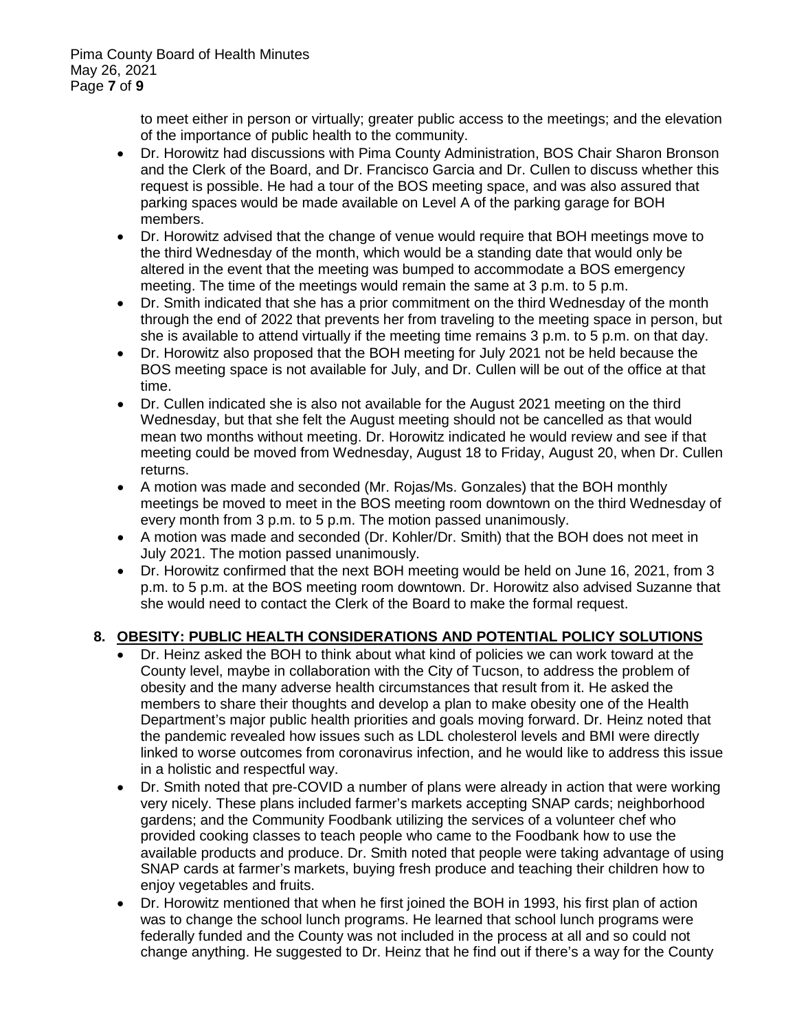to meet either in person or virtually; greater public access to the meetings; and the elevation of the importance of public health to the community.

- Dr. Horowitz had discussions with Pima County Administration, BOS Chair Sharon Bronson and the Clerk of the Board, and Dr. Francisco Garcia and Dr. Cullen to discuss whether this request is possible. He had a tour of the BOS meeting space, and was also assured that parking spaces would be made available on Level A of the parking garage for BOH members.
- Dr. Horowitz advised that the change of venue would require that BOH meetings move to the third Wednesday of the month, which would be a standing date that would only be altered in the event that the meeting was bumped to accommodate a BOS emergency meeting. The time of the meetings would remain the same at 3 p.m. to 5 p.m.
- Dr. Smith indicated that she has a prior commitment on the third Wednesday of the month through the end of 2022 that prevents her from traveling to the meeting space in person, but she is available to attend virtually if the meeting time remains 3 p.m. to 5 p.m. on that day.
- Dr. Horowitz also proposed that the BOH meeting for July 2021 not be held because the BOS meeting space is not available for July, and Dr. Cullen will be out of the office at that time.
- Dr. Cullen indicated she is also not available for the August 2021 meeting on the third Wednesday, but that she felt the August meeting should not be cancelled as that would mean two months without meeting. Dr. Horowitz indicated he would review and see if that meeting could be moved from Wednesday, August 18 to Friday, August 20, when Dr. Cullen returns.
- A motion was made and seconded (Mr. Rojas/Ms. Gonzales) that the BOH monthly meetings be moved to meet in the BOS meeting room downtown on the third Wednesday of every month from 3 p.m. to 5 p.m. The motion passed unanimously.
- A motion was made and seconded (Dr. Kohler/Dr. Smith) that the BOH does not meet in July 2021. The motion passed unanimously.
- Dr. Horowitz confirmed that the next BOH meeting would be held on June 16, 2021, from 3 p.m. to 5 p.m. at the BOS meeting room downtown. Dr. Horowitz also advised Suzanne that she would need to contact the Clerk of the Board to make the formal request.

## 8. OBESITY: PUBLIC HEALTH CONSIDERATIONS AND POTENTIAL POLICY SOLUTIONS

- Dr. Heinz asked the BOH to think about what kind of policies we can work toward at the County level, maybe in collaboration with the City of Tucson, to address the problem of obesity and the many adverse health circumstances that result from it. He asked the members to share their thoughts and develop a plan to make obesity one of the Health Department's major public health priorities and goals moving forward. Dr. Heinz noted that the pandemic revealed how issues such as LDL cholesterol levels and BMI were directly linked to worse outcomes from coronavirus infection, and he would like to address this issue in a holistic and respectful way.
- Dr. Smith noted that pre-COVID a number of plans were already in action that were working very nicely. These plans included farmer's markets accepting SNAP cards; neighborhood gardens; and the Community Foodbank utilizing the services of a volunteer chef who provided cooking classes to teach people who came to the Foodbank how to use the available products and produce. Dr. Smith noted that people were taking advantage of using SNAP cards at farmer's markets, buying fresh produce and teaching their children how to enjoy vegetables and fruits.
- Dr. Horowitz mentioned that when he first joined the BOH in 1993, his first plan of action was to change the school lunch programs. He learned that school lunch programs were federally funded and the County was not included in the process at all and so could not change anything. He suggested to Dr. Heinz that he find out if there's a way for the County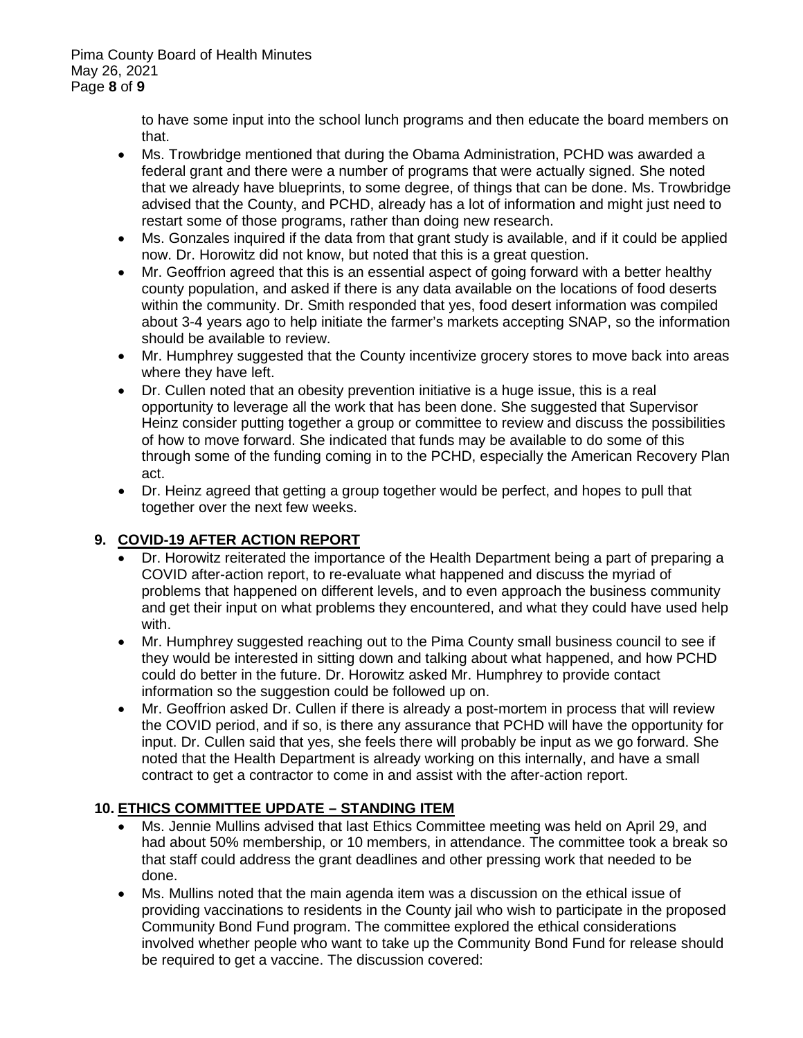to have some input into the school lunch programs and then educate the board members on that.

- Ms. Trowbridge mentioned that during the Obama Administration, PCHD was awarded a federal grant and there were a number of programs that were actually signed. She noted that we already have blueprints, to some degree, of things that can be done. Ms. Trowbridge advised that the County, and PCHD, already has a lot of information and might just need to restart some of those programs, rather than doing new research.
- Ms. Gonzales inquired if the data from that grant study is available, and if it could be applied now. Dr. Horowitz did not know, but noted that this is a great question.
- Mr. Geoffrion agreed that this is an essential aspect of going forward with a better healthy county population, and asked if there is any data available on the locations of food deserts within the community. Dr. Smith responded that yes, food desert information was compiled about 3-4 years ago to help initiate the farmer's markets accepting SNAP, so the information should be available to review.
- Mr. Humphrey suggested that the County incentivize grocery stores to move back into areas where they have left.
- Dr. Cullen noted that an obesity prevention initiative is a huge issue, this is a real opportunity to leverage all the work that has been done. She suggested that Supervisor Heinz consider putting together a group or committee to review and discuss the possibilities of how to move forward. She indicated that funds may be available to do some of this through some of the funding coming in to the PCHD, especially the American Recovery Plan act.
- Dr. Heinz agreed that getting a group together would be perfect, and hopes to pull that together over the next few weeks.

## 9. COVID-19 AFTER ACTION REPORT

- Dr. Horowitz reiterated the importance of the Health Department being a part of preparing a COVID after-action report, to re-evaluate what happened and discuss the myriad of problems that happened on different levels, and to even approach the business community and get their input on what problems they encountered, and what they could have used help with.
- Mr. Humphrey suggested reaching out to the Pima County small business council to see if they would be interested in sitting down and talking about what happened, and how PCHD could do better in the future. Dr. Horowitz asked Mr. Humphrey to provide contact information so the suggestion could be followed up on.
- Mr. Geoffrion asked Dr. Cullen if there is already a post-mortem in process that will review the COVID period, and if so, is there any assurance that PCHD will have the opportunity for input. Dr. Cullen said that yes, she feels there will probably be input as we go forward. She noted that the Health Department is already working on this internally, and have a small contract to get a contractor to come in and assist with the after-action report.

## 10. ETHICS COMMITTEE UPDATE – STANDING ITEM

- Ms. Jennie Mullins advised that last Ethics Committee meeting was held on April 29, and had about 50% membership, or 10 members, in attendance. The committee took a break so that staff could address the grant deadlines and other pressing work that needed to be done.
- Ms. Mullins noted that the main agenda item was a discussion on the ethical issue of providing vaccinations to residents in the County jail who wish to participate in the proposed Community Bond Fund program. The committee explored the ethical considerations involved whether people who want to take up the Community Bond Fund for release should be required to get a vaccine. The discussion covered: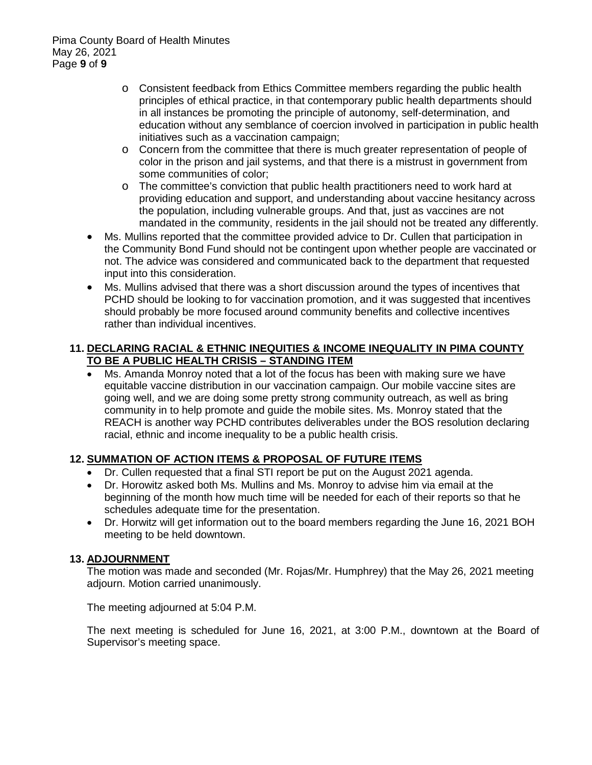- Consistent feedback from Ethics Committee members regarding the public health principles of ethical practice, in that contemporary public health departments should in all instances be promoting the principle of autonomy, self-determination, and education without any semblance of coercion involved in participation in public health initiatives such as a vaccination campaign;
  - Concern from the committee that there is much greater representation of people of color in the prison and jail systems, and that there is a mistrust in government from some communities of color;
  - The committee's conviction that public health practitioners need to work hard at providing education and support, and understanding about vaccine hesitancy across the population, including vulnerable groups. And that, just as vaccines are not mandated in the community, residents in the jail should not be treated any differently.
- Ms. Mullins reported that the committee provided advice to Dr. Cullen that participation in the Community Bond Fund should not be contingent upon whether people are vaccinated or not. The advice was considered and communicated back to the department that requested input into this consideration.
- Ms. Mullins advised that there was a short discussion around the types of incentives that PCHD should be looking to for vaccination promotion, and it was suggested that incentives should probably be more focused around community benefits and collective incentives rather than individual incentives.

## 11. DECLARING RACIAL & ETHNIC INEQUITIES & INCOME INEQUALITY IN PIMA COUNTY TO BE A PUBLIC HEALTH CRISIS – STANDING ITEM

- Ms. Amanda Monroy noted that a lot of the focus has been with making sure we have equitable vaccine distribution in our vaccination campaign. Our mobile vaccine sites are going well, and we are doing some pretty strong community outreach, as well as bring community in to help promote and guide the mobile sites. Ms. Monroy stated that the REACH is another way PCHD contributes deliverables under the BOS resolution declaring racial, ethnic and income inequality to be a public health crisis.

## 12. SUMMATION OF ACTION ITEMS & PROPOSAL OF FUTURE ITEMS

- Dr. Cullen requested that a final STI report be put on the August 2021 agenda.
- Dr. Horowitz asked both Ms. Mullins and Ms. Monroy to advise him via email at the beginning of the month how much time will be needed for each of their reports so that he schedules adequate time for the presentation.
- Dr. Horwitz will get information out to the board members regarding the June 16, 2021 BOH meeting to be held downtown.

## 13. ADJOURNMENT

The motion was made and seconded (Mr. Rojas/Mr. Humphrey) that the May 26, 2021 meeting adjourn. Motion carried unanimously.

The meeting adjourned at 5:04 P.M.

The next meeting is scheduled for June 16, 2021, at 3:00 P.M., downtown at the Board of Supervisor's meeting space.